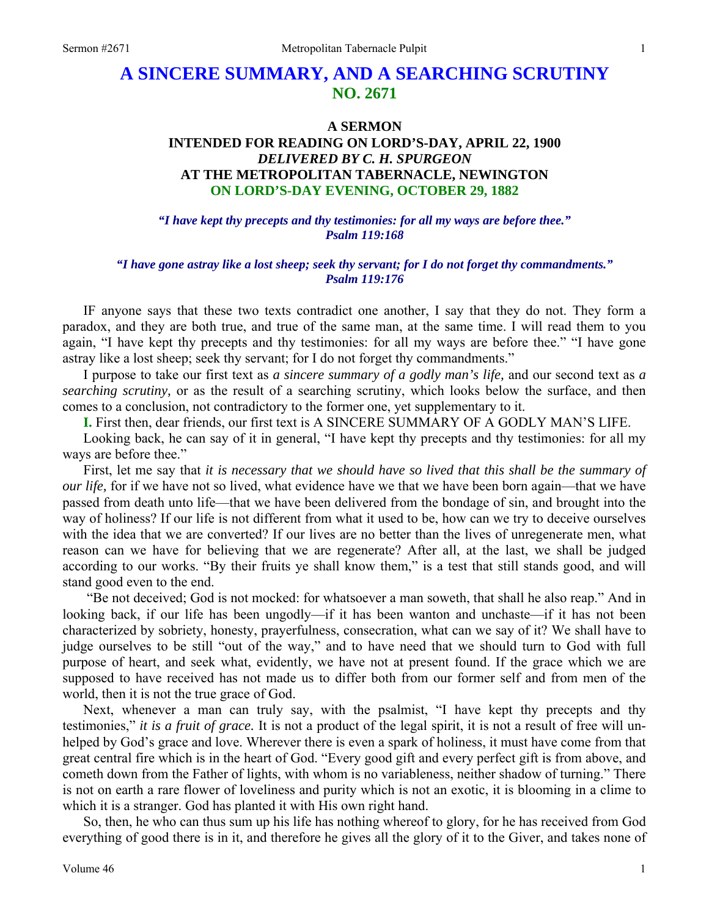# A SINCERE SUMMARY, AND A SEARCHING SCRUTINY
## NO. 2671

### A SERMON
### INTENDED FOR READING ON LORD'S-DAY, APRIL 22, 1900
### *DELIVERED BY C. H. SPURGEON*
### AT THE METROPOLITAN TABERNACLE, NEWINGTON
### ON LORD'S-DAY EVENING, OCTOBER 29, 1882

***"I have kept thy precepts and thy testimonies: for all my ways are before thee." Psalm 119:168***

***"I have gone astray like a lost sheep; seek thy servant; for I do not forget thy commandments." Psalm 119:176***

IF anyone says that these two texts contradict one another, I say that they do not. They form a paradox, and they are both true, and true of the same man, at the same time. I will read them to you again, "I have kept thy precepts and thy testimonies: for all my ways are before thee." "I have gone astray like a lost sheep; seek thy servant; for I do not forget thy commandments."

I purpose to take our first text as *a sincere summary of a godly man's life,* and our second text as *a searching scrutiny,* or as the result of a searching scrutiny, which looks below the surface, and then comes to a conclusion, not contradictory to the former one, yet supplementary to it.

**I.** First then, dear friends, our first text is A SINCERE SUMMARY OF A GODLY MAN'S LIFE.

Looking back, he can say of it in general, "I have kept thy precepts and thy testimonies: for all my ways are before thee."

First, let me say that *it is necessary that we should have so lived that this shall be the summary of our life,* for if we have not so lived, what evidence have we that we have been born again—that we have passed from death unto life—that we have been delivered from the bondage of sin, and brought into the way of holiness? If our life is not different from what it used to be, how can we try to deceive ourselves with the idea that we are converted? If our lives are no better than the lives of unregenerate men, what reason can we have for believing that we are regenerate? After all, at the last, we shall be judged according to our works. "By their fruits ye shall know them," is a test that still stands good, and will stand good even to the end.

"Be not deceived; God is not mocked: for whatsoever a man soweth, that shall he also reap." And in looking back, if our life has been ungodly—if it has been wanton and unchaste—if it has not been characterized by sobriety, honesty, prayerfulness, consecration, what can we say of it? We shall have to judge ourselves to be still "out of the way," and to have need that we should turn to God with full purpose of heart, and seek what, evidently, we have not at present found. If the grace which we are supposed to have received has not made us to differ both from our former self and from men of the world, then it is not the true grace of God.

Next, whenever a man can truly say, with the psalmist, "I have kept thy precepts and thy testimonies," *it is a fruit of grace.* It is not a product of the legal spirit, it is not a result of free will unhelped by God's grace and love. Wherever there is even a spark of holiness, it must have come from that great central fire which is in the heart of God. "Every good gift and every perfect gift is from above, and cometh down from the Father of lights, with whom is no variableness, neither shadow of turning." There is not on earth a rare flower of loveliness and purity which is not an exotic, it is blooming in a clime to which it is a stranger. God has planted it with His own right hand.

So, then, he who can thus sum up his life has nothing whereof to glory, for he has received from God everything of good there is in it, and therefore he gives all the glory of it to the Giver, and takes none of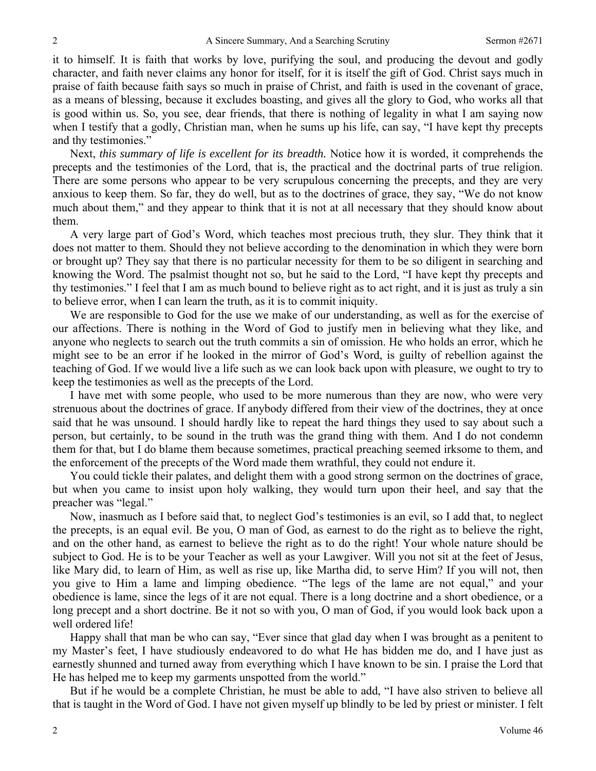it to himself. It is faith that works by love, purifying the soul, and producing the devout and godly character, and faith never claims any honor for itself, for it is itself the gift of God. Christ says much in praise of faith because faith says so much in praise of Christ, and faith is used in the covenant of grace, as a means of blessing, because it excludes boasting, and gives all the glory to God, who works all that is good within us. So, you see, dear friends, that there is nothing of legality in what I am saying now when I testify that a godly, Christian man, when he sums up his life, can say, "I have kept thy precepts and thy testimonies."

Next, *this summary of life is excellent for its breadth.* Notice how it is worded, it comprehends the precepts and the testimonies of the Lord, that is, the practical and the doctrinal parts of true religion. There are some persons who appear to be very scrupulous concerning the precepts, and they are very anxious to keep them. So far, they do well, but as to the doctrines of grace, they say, "We do not know much about them," and they appear to think that it is not at all necessary that they should know about them.

A very large part of God's Word, which teaches most precious truth, they slur. They think that it does not matter to them. Should they not believe according to the denomination in which they were born or brought up? They say that there is no particular necessity for them to be so diligent in searching and knowing the Word. The psalmist thought not so, but he said to the Lord, "I have kept thy precepts and thy testimonies." I feel that I am as much bound to believe right as to act right, and it is just as truly a sin to believe error, when I can learn the truth, as it is to commit iniquity.

We are responsible to God for the use we make of our understanding, as well as for the exercise of our affections. There is nothing in the Word of God to justify men in believing what they like, and anyone who neglects to search out the truth commits a sin of omission. He who holds an error, which he might see to be an error if he looked in the mirror of God's Word, is guilty of rebellion against the teaching of God. If we would live a life such as we can look back upon with pleasure, we ought to try to keep the testimonies as well as the precepts of the Lord.

I have met with some people, who used to be more numerous than they are now, who were very strenuous about the doctrines of grace. If anybody differed from their view of the doctrines, they at once said that he was unsound. I should hardly like to repeat the hard things they used to say about such a person, but certainly, to be sound in the truth was the grand thing with them. And I do not condemn them for that, but I do blame them because sometimes, practical preaching seemed irksome to them, and the enforcement of the precepts of the Word made them wrathful, they could not endure it.

You could tickle their palates, and delight them with a good strong sermon on the doctrines of grace, but when you came to insist upon holy walking, they would turn upon their heel, and say that the preacher was "legal."

Now, inasmuch as I before said that, to neglect God's testimonies is an evil, so I add that, to neglect the precepts, is an equal evil. Be you, O man of God, as earnest to do the right as to believe the right, and on the other hand, as earnest to believe the right as to do the right! Your whole nature should be subject to God. He is to be your Teacher as well as your Lawgiver. Will you not sit at the feet of Jesus, like Mary did, to learn of Him, as well as rise up, like Martha did, to serve Him? If you will not, then you give to Him a lame and limping obedience. "The legs of the lame are not equal," and your obedience is lame, since the legs of it are not equal. There is a long doctrine and a short obedience, or a long precept and a short doctrine. Be it not so with you, O man of God, if you would look back upon a well ordered life!

Happy shall that man be who can say, "Ever since that glad day when I was brought as a penitent to my Master's feet, I have studiously endeavored to do what He has bidden me do, and I have just as earnestly shunned and turned away from everything which I have known to be sin. I praise the Lord that He has helped me to keep my garments unspotted from the world."

But if he would be a complete Christian, he must be able to add, "I have also striven to believe all that is taught in the Word of God. I have not given myself up blindly to be led by priest or minister. I felt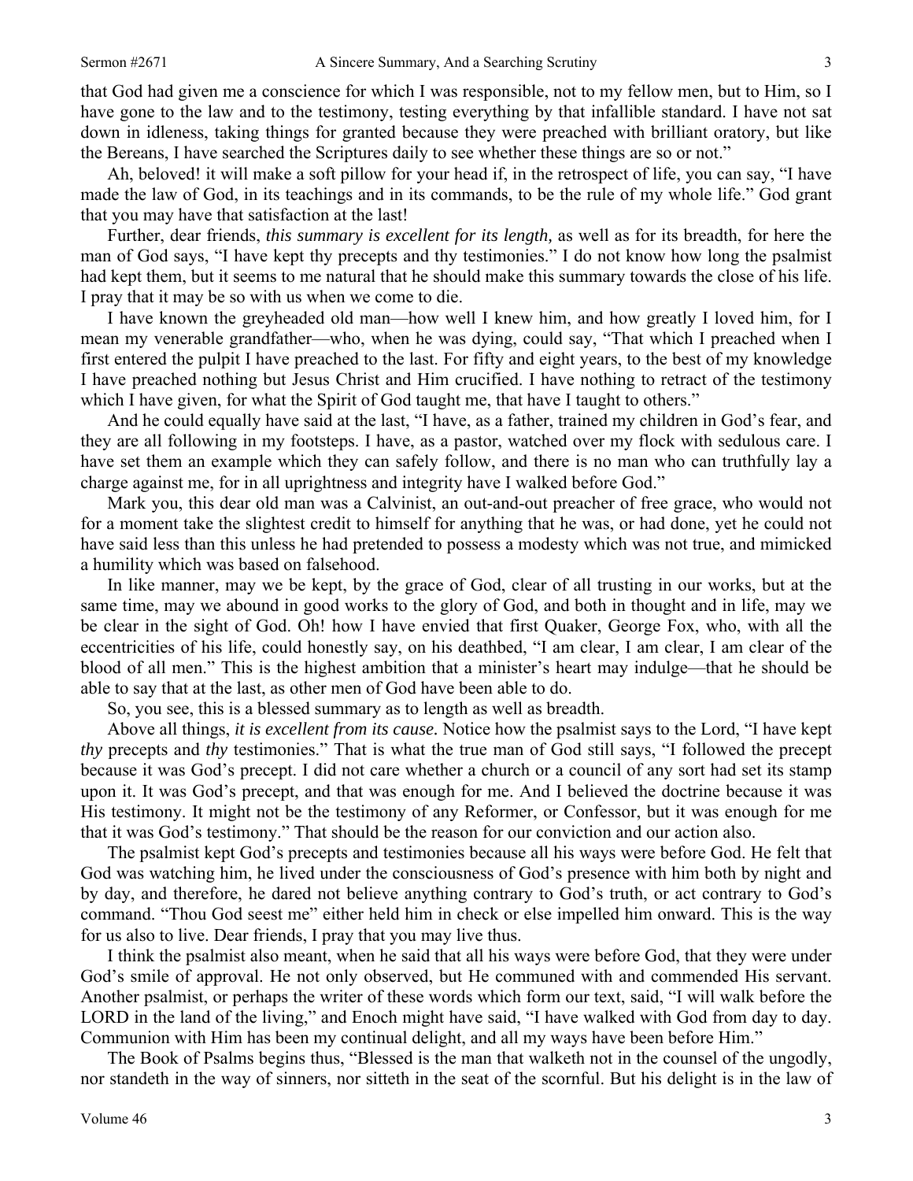that God had given me a conscience for which I was responsible, not to my fellow men, but to Him, so I have gone to the law and to the testimony, testing everything by that infallible standard. I have not sat down in idleness, taking things for granted because they were preached with brilliant oratory, but like the Bereans, I have searched the Scriptures daily to see whether these things are so or not."

Ah, beloved! it will make a soft pillow for your head if, in the retrospect of life, you can say, "I have made the law of God, in its teachings and in its commands, to be the rule of my whole life." God grant that you may have that satisfaction at the last!

Further, dear friends, *this summary is excellent for its length,* as well as for its breadth, for here the man of God says, "I have kept thy precepts and thy testimonies." I do not know how long the psalmist had kept them, but it seems to me natural that he should make this summary towards the close of his life. I pray that it may be so with us when we come to die.

I have known the greyheaded old man—how well I knew him, and how greatly I loved him, for I mean my venerable grandfather—who, when he was dying, could say, "That which I preached when I first entered the pulpit I have preached to the last. For fifty and eight years, to the best of my knowledge I have preached nothing but Jesus Christ and Him crucified. I have nothing to retract of the testimony which I have given, for what the Spirit of God taught me, that have I taught to others."

And he could equally have said at the last, "I have, as a father, trained my children in God's fear, and they are all following in my footsteps. I have, as a pastor, watched over my flock with sedulous care. I have set them an example which they can safely follow, and there is no man who can truthfully lay a charge against me, for in all uprightness and integrity have I walked before God."

Mark you, this dear old man was a Calvinist, an out-and-out preacher of free grace, who would not for a moment take the slightest credit to himself for anything that he was, or had done, yet he could not have said less than this unless he had pretended to possess a modesty which was not true, and mimicked a humility which was based on falsehood.

In like manner, may we be kept, by the grace of God, clear of all trusting in our works, but at the same time, may we abound in good works to the glory of God, and both in thought and in life, may we be clear in the sight of God. Oh! how I have envied that first Quaker, George Fox, who, with all the eccentricities of his life, could honestly say, on his deathbed, "I am clear, I am clear, I am clear of the blood of all men." This is the highest ambition that a minister's heart may indulge—that he should be able to say that at the last, as other men of God have been able to do.

So, you see, this is a blessed summary as to length as well as breadth.

Above all things, *it is excellent from its cause.* Notice how the psalmist says to the Lord, "I have kept *thy* precepts and *thy* testimonies." That is what the true man of God still says, "I followed the precept because it was God's precept. I did not care whether a church or a council of any sort had set its stamp upon it. It was God's precept, and that was enough for me. And I believed the doctrine because it was His testimony. It might not be the testimony of any Reformer, or Confessor, but it was enough for me that it was God's testimony." That should be the reason for our conviction and our action also.

The psalmist kept God's precepts and testimonies because all his ways were before God. He felt that God was watching him, he lived under the consciousness of God's presence with him both by night and by day, and therefore, he dared not believe anything contrary to God's truth, or act contrary to God's command. "Thou God seest me" either held him in check or else impelled him onward. This is the way for us also to live. Dear friends, I pray that you may live thus.

I think the psalmist also meant, when he said that all his ways were before God, that they were under God's smile of approval. He not only observed, but He communed with and commended His servant. Another psalmist, or perhaps the writer of these words which form our text, said, "I will walk before the LORD in the land of the living," and Enoch might have said, "I have walked with God from day to day. Communion with Him has been my continual delight, and all my ways have been before Him."

The Book of Psalms begins thus, "Blessed is the man that walketh not in the counsel of the ungodly, nor standeth in the way of sinners, nor sitteth in the seat of the scornful. But his delight is in the law of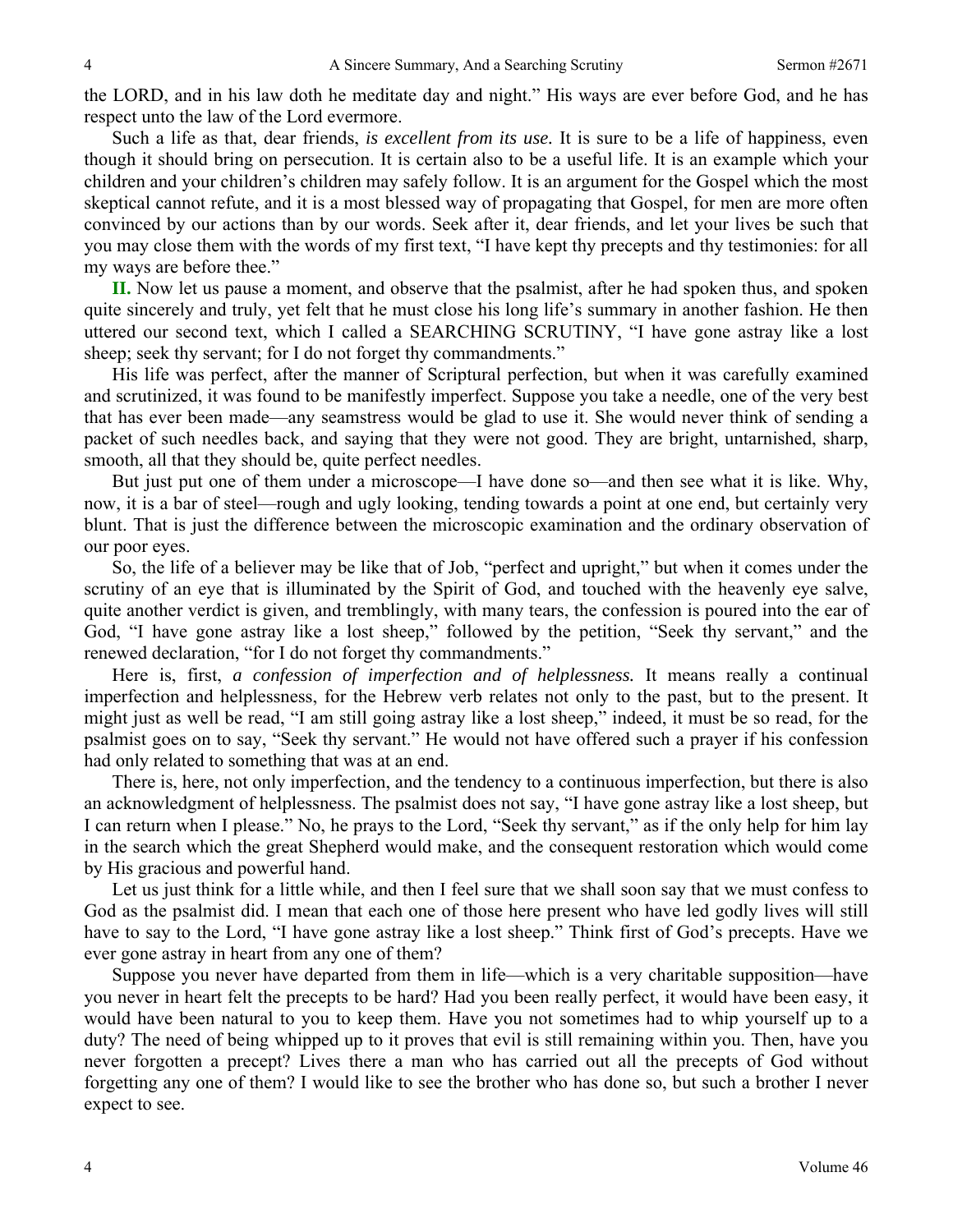the LORD, and in his law doth he meditate day and night." His ways are ever before God, and he has respect unto the law of the Lord evermore.

Such a life as that, dear friends, *is excellent from its use.* It is sure to be a life of happiness, even though it should bring on persecution. It is certain also to be a useful life. It is an example which your children and your children's children may safely follow. It is an argument for the Gospel which the most skeptical cannot refute, and it is a most blessed way of propagating that Gospel, for men are more often convinced by our actions than by our words. Seek after it, dear friends, and let your lives be such that you may close them with the words of my first text, "I have kept thy precepts and thy testimonies: for all my ways are before thee."

**II.** Now let us pause a moment, and observe that the psalmist, after he had spoken thus, and spoken quite sincerely and truly, yet felt that he must close his long life's summary in another fashion. He then uttered our second text, which I called a SEARCHING SCRUTINY, "I have gone astray like a lost sheep; seek thy servant; for I do not forget thy commandments."

His life was perfect, after the manner of Scriptural perfection, but when it was carefully examined and scrutinized, it was found to be manifestly imperfect. Suppose you take a needle, one of the very best that has ever been made—any seamstress would be glad to use it. She would never think of sending a packet of such needles back, and saying that they were not good. They are bright, untarnished, sharp, smooth, all that they should be, quite perfect needles.

But just put one of them under a microscope—I have done so—and then see what it is like. Why, now, it is a bar of steel—rough and ugly looking, tending towards a point at one end, but certainly very blunt. That is just the difference between the microscopic examination and the ordinary observation of our poor eyes.

So, the life of a believer may be like that of Job, "perfect and upright," but when it comes under the scrutiny of an eye that is illuminated by the Spirit of God, and touched with the heavenly eye salve, quite another verdict is given, and tremblingly, with many tears, the confession is poured into the ear of God, "I have gone astray like a lost sheep," followed by the petition, "Seek thy servant," and the renewed declaration, "for I do not forget thy commandments."

Here is, first, *a confession of imperfection and of helplessness.* It means really a continual imperfection and helplessness, for the Hebrew verb relates not only to the past, but to the present. It might just as well be read, "I am still going astray like a lost sheep," indeed, it must be so read, for the psalmist goes on to say, "Seek thy servant." He would not have offered such a prayer if his confession had only related to something that was at an end.

There is, here, not only imperfection, and the tendency to a continuous imperfection, but there is also an acknowledgment of helplessness. The psalmist does not say, "I have gone astray like a lost sheep, but I can return when I please." No, he prays to the Lord, "Seek thy servant," as if the only help for him lay in the search which the great Shepherd would make, and the consequent restoration which would come by His gracious and powerful hand.

Let us just think for a little while, and then I feel sure that we shall soon say that we must confess to God as the psalmist did. I mean that each one of those here present who have led godly lives will still have to say to the Lord, "I have gone astray like a lost sheep." Think first of God's precepts. Have we ever gone astray in heart from any one of them?

Suppose you never have departed from them in life—which is a very charitable supposition—have you never in heart felt the precepts to be hard? Had you been really perfect, it would have been easy, it would have been natural to you to keep them. Have you not sometimes had to whip yourself up to a duty? The need of being whipped up to it proves that evil is still remaining within you. Then, have you never forgotten a precept? Lives there a man who has carried out all the precepts of God without forgetting any one of them? I would like to see the brother who has done so, but such a brother I never expect to see.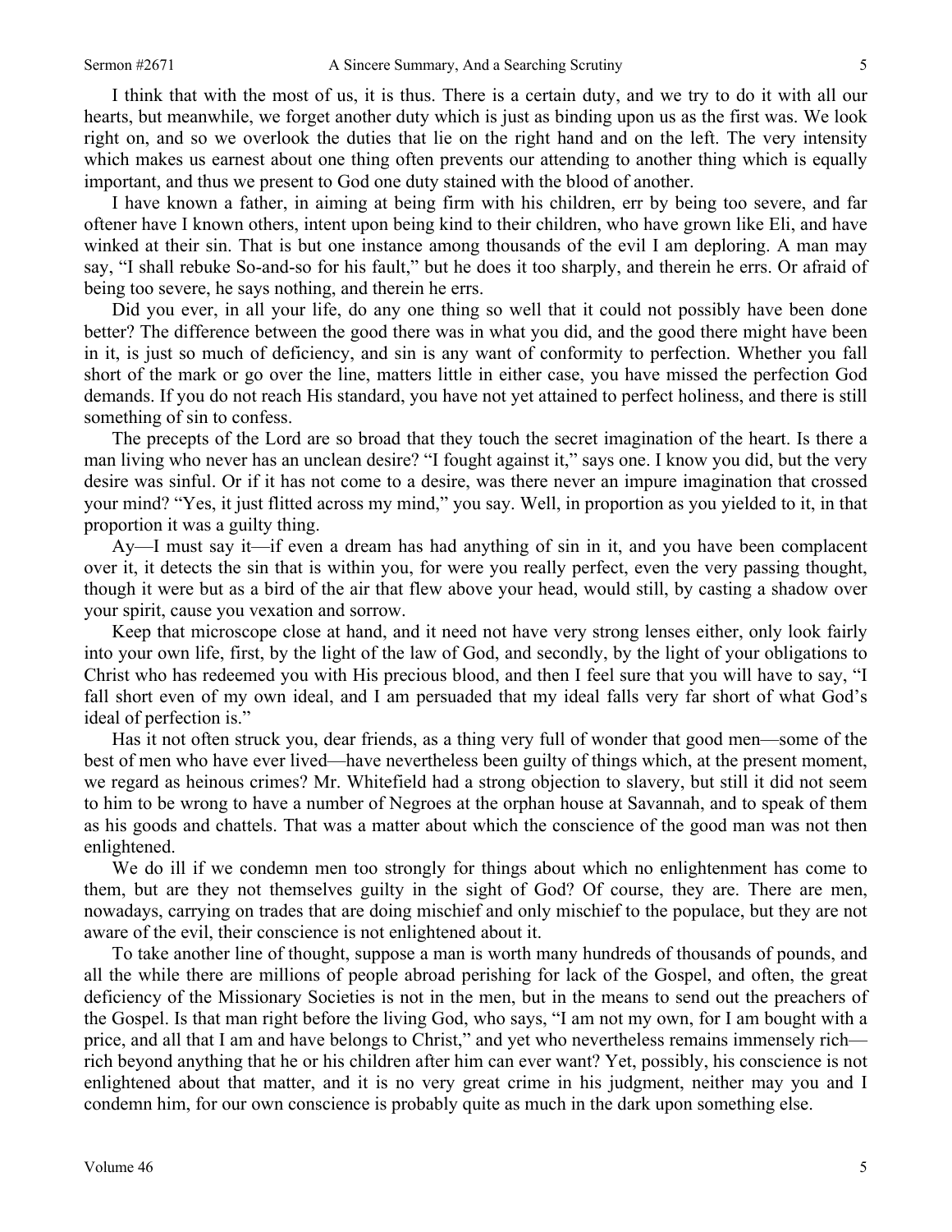I think that with the most of us, it is thus. There is a certain duty, and we try to do it with all our hearts, but meanwhile, we forget another duty which is just as binding upon us as the first was. We look right on, and so we overlook the duties that lie on the right hand and on the left. The very intensity which makes us earnest about one thing often prevents our attending to another thing which is equally important, and thus we present to God one duty stained with the blood of another.

I have known a father, in aiming at being firm with his children, err by being too severe, and far oftener have I known others, intent upon being kind to their children, who have grown like Eli, and have winked at their sin. That is but one instance among thousands of the evil I am deploring. A man may say, "I shall rebuke So-and-so for his fault," but he does it too sharply, and therein he errs. Or afraid of being too severe, he says nothing, and therein he errs.

Did you ever, in all your life, do any one thing so well that it could not possibly have been done better? The difference between the good there was in what you did, and the good there might have been in it, is just so much of deficiency, and sin is any want of conformity to perfection. Whether you fall short of the mark or go over the line, matters little in either case, you have missed the perfection God demands. If you do not reach His standard, you have not yet attained to perfect holiness, and there is still something of sin to confess.

The precepts of the Lord are so broad that they touch the secret imagination of the heart. Is there a man living who never has an unclean desire? "I fought against it," says one. I know you did, but the very desire was sinful. Or if it has not come to a desire, was there never an impure imagination that crossed your mind? "Yes, it just flitted across my mind," you say. Well, in proportion as you yielded to it, in that proportion it was a guilty thing.

Ay—I must say it—if even a dream has had anything of sin in it, and you have been complacent over it, it detects the sin that is within you, for were you really perfect, even the very passing thought, though it were but as a bird of the air that flew above your head, would still, by casting a shadow over your spirit, cause you vexation and sorrow.

Keep that microscope close at hand, and it need not have very strong lenses either, only look fairly into your own life, first, by the light of the law of God, and secondly, by the light of your obligations to Christ who has redeemed you with His precious blood, and then I feel sure that you will have to say, "I fall short even of my own ideal, and I am persuaded that my ideal falls very far short of what God's ideal of perfection is."

Has it not often struck you, dear friends, as a thing very full of wonder that good men—some of the best of men who have ever lived—have nevertheless been guilty of things which, at the present moment, we regard as heinous crimes? Mr. Whitefield had a strong objection to slavery, but still it did not seem to him to be wrong to have a number of Negroes at the orphan house at Savannah, and to speak of them as his goods and chattels. That was a matter about which the conscience of the good man was not then enlightened.

We do ill if we condemn men too strongly for things about which no enlightenment has come to them, but are they not themselves guilty in the sight of God? Of course, they are. There are men, nowadays, carrying on trades that are doing mischief and only mischief to the populace, but they are not aware of the evil, their conscience is not enlightened about it.

To take another line of thought, suppose a man is worth many hundreds of thousands of pounds, and all the while there are millions of people abroad perishing for lack of the Gospel, and often, the great deficiency of the Missionary Societies is not in the men, but in the means to send out the preachers of the Gospel. Is that man right before the living God, who says, "I am not my own, for I am bought with a price, and all that I am and have belongs to Christ," and yet who nevertheless remains immensely rich—rich beyond anything that he or his children after him can ever want? Yet, possibly, his conscience is not enlightened about that matter, and it is no very great crime in his judgment, neither may you and I condemn him, for our own conscience is probably quite as much in the dark upon something else.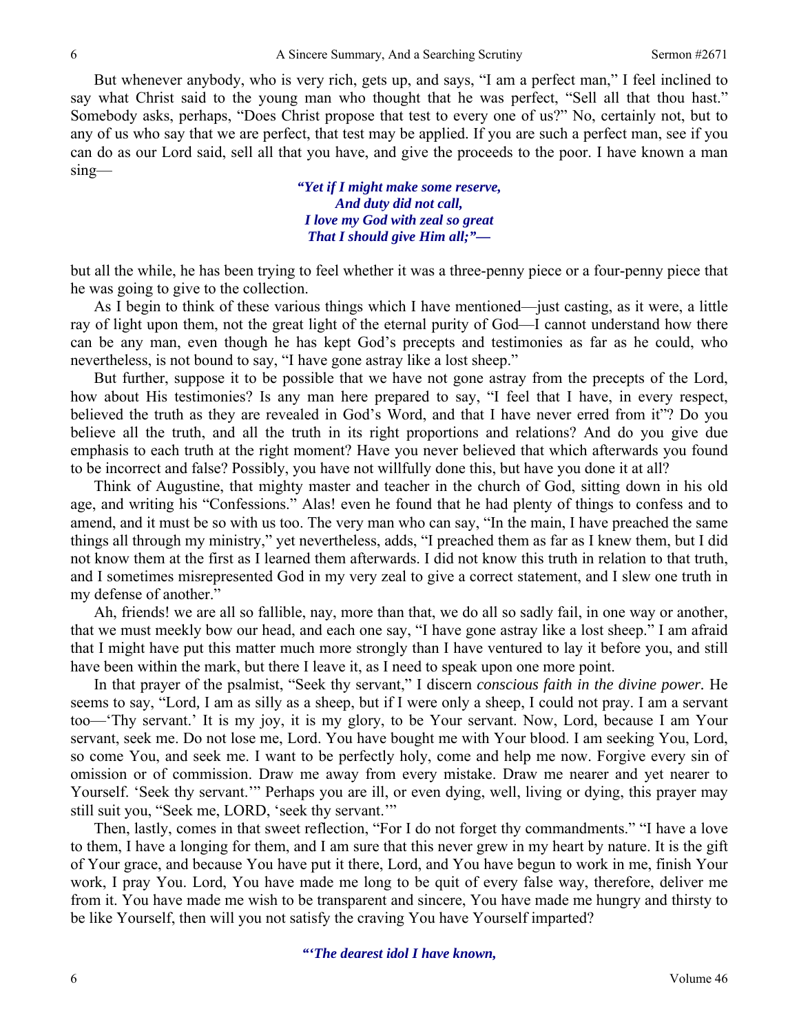But whenever anybody, who is very rich, gets up, and says, "I am a perfect man," I feel inclined to say what Christ said to the young man who thought that he was perfect, "Sell all that thou hast." Somebody asks, perhaps, "Does Christ propose that test to every one of us?" No, certainly not, but to any of us who say that we are perfect, that test may be applied. If you are such a perfect man, see if you can do as our Lord said, sell all that you have, and give the proceeds to the poor. I have known a man sing—

> ***"Yet if I might make some reserve,***
> ***And duty did not call,***
> ***I love my God with zeal so great***
> ***That I should give Him all;"—***

but all the while, he has been trying to feel whether it was a three-penny piece or a four-penny piece that he was going to give to the collection.

As I begin to think of these various things which I have mentioned—just casting, as it were, a little ray of light upon them, not the great light of the eternal purity of God—I cannot understand how there can be any man, even though he has kept God's precepts and testimonies as far as he could, who nevertheless, is not bound to say, "I have gone astray like a lost sheep."

But further, suppose it to be possible that we have not gone astray from the precepts of the Lord, how about His testimonies? Is any man here prepared to say, "I feel that I have, in every respect, believed the truth as they are revealed in God's Word, and that I have never erred from it"? Do you believe all the truth, and all the truth in its right proportions and relations? And do you give due emphasis to each truth at the right moment? Have you never believed that which afterwards you found to be incorrect and false? Possibly, you have not willfully done this, but have you done it at all?

Think of Augustine, that mighty master and teacher in the church of God, sitting down in his old age, and writing his "Confessions." Alas! even he found that he had plenty of things to confess and to amend, and it must be so with us too. The very man who can say, "In the main, I have preached the same things all through my ministry," yet nevertheless, adds, "I preached them as far as I knew them, but I did not know them at the first as I learned them afterwards. I did not know this truth in relation to that truth, and I sometimes misrepresented God in my very zeal to give a correct statement, and I slew one truth in my defense of another."

Ah, friends! we are all so fallible, nay, more than that, we do all so sadly fail, in one way or another, that we must meekly bow our head, and each one say, "I have gone astray like a lost sheep." I am afraid that I might have put this matter much more strongly than I have ventured to lay it before you, and still have been within the mark, but there I leave it, as I need to speak upon one more point.

In that prayer of the psalmist, "Seek thy servant," I discern *conscious faith in the divine power.* He seems to say, "Lord, I am as silly as a sheep, but if I were only a sheep, I could not pray. I am a servant too—'Thy servant.' It is my joy, it is my glory, to be Your servant. Now, Lord, because I am Your servant, seek me. Do not lose me, Lord. You have bought me with Your blood. I am seeking You, Lord, so come You, and seek me. I want to be perfectly holy, come and help me now. Forgive every sin of omission or of commission. Draw me away from every mistake. Draw me nearer and yet nearer to Yourself. 'Seek thy servant.'" Perhaps you are ill, or even dying, well, living or dying, this prayer may still suit you, "Seek me, LORD, 'seek thy servant.'"

Then, lastly, comes in that sweet reflection, "For I do not forget thy commandments." "I have a love to them, I have a longing for them, and I am sure that this never grew in my heart by nature. It is the gift of Your grace, and because You have put it there, Lord, and You have begun to work in me, finish Your work, I pray You. Lord, You have made me long to be quit of every false way, therefore, deliver me from it. You have made me wish to be transparent and sincere, You have made me hungry and thirsty to be like Yourself, then will you not satisfy the craving You have Yourself imparted?

> ***"'The dearest idol I have known,***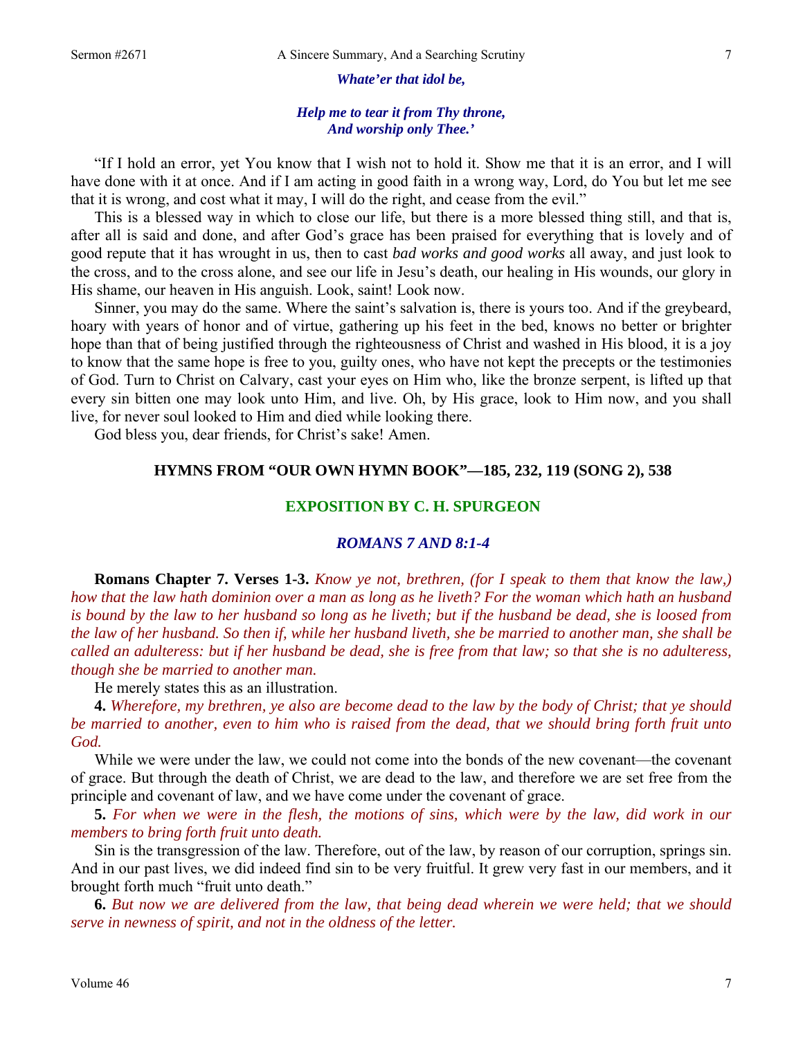*Whate'er that idol be,*

*Help me to tear it from Thy throne,*
*And worship only Thee.'*

"If I hold an error, yet You know that I wish not to hold it. Show me that it is an error, and I will have done with it at once. And if I am acting in good faith in a wrong way, Lord, do You but let me see that it is wrong, and cost what it may, I will do the right, and cease from the evil."

This is a blessed way in which to close our life, but there is a more blessed thing still, and that is, after all is said and done, and after God's grace has been praised for everything that is lovely and of good repute that it has wrought in us, then to cast *bad works and good works* all away, and just look to the cross, and to the cross alone, and see our life in Jesu's death, our healing in His wounds, our glory in His shame, our heaven in His anguish. Look, saint! Look now.

Sinner, you may do the same. Where the saint's salvation is, there is yours too. And if the greybeard, hoary with years of honor and of virtue, gathering up his feet in the bed, knows no better or brighter hope than that of being justified through the righteousness of Christ and washed in His blood, it is a joy to know that the same hope is free to you, guilty ones, who have not kept the precepts or the testimonies of God. Turn to Christ on Calvary, cast your eyes on Him who, like the bronze serpent, is lifted up that every sin bitten one may look unto Him, and live. Oh, by His grace, look to Him now, and you shall live, for never soul looked to Him and died while looking there.

God bless you, dear friends, for Christ's sake! Amen.

## HYMNS FROM "OUR OWN HYMN BOOK"—185, 232, 119 (SONG 2), 538

## EXPOSITION BY C. H. SPURGEON

### *ROMANS 7 AND 8:1-4*

**Romans Chapter 7. Verses 1-3.** *Know ye not, brethren, (for I speak to them that know the law,) how that the law hath dominion over a man as long as he liveth? For the woman which hath an husband is bound by the law to her husband so long as he liveth; but if the husband be dead, she is loosed from the law of her husband. So then if, while her husband liveth, she be married to another man, she shall be called an adulteress: but if her husband be dead, she is free from that law; so that she is no adulteress, though she be married to another man.*

He merely states this as an illustration.

**4.** *Wherefore, my brethren, ye also are become dead to the law by the body of Christ; that ye should be married to another, even to him who is raised from the dead, that we should bring forth fruit unto God.*

While we were under the law, we could not come into the bonds of the new covenant—the covenant of grace. But through the death of Christ, we are dead to the law, and therefore we are set free from the principle and covenant of law, and we have come under the covenant of grace.

**5.** *For when we were in the flesh, the motions of sins, which were by the law, did work in our members to bring forth fruit unto death.*

Sin is the transgression of the law. Therefore, out of the law, by reason of our corruption, springs sin. And in our past lives, we did indeed find sin to be very fruitful. It grew very fast in our members, and it brought forth much "fruit unto death."

**6.** *But now we are delivered from the law, that being dead wherein we were held; that we should serve in newness of spirit, and not in the oldness of the letter.*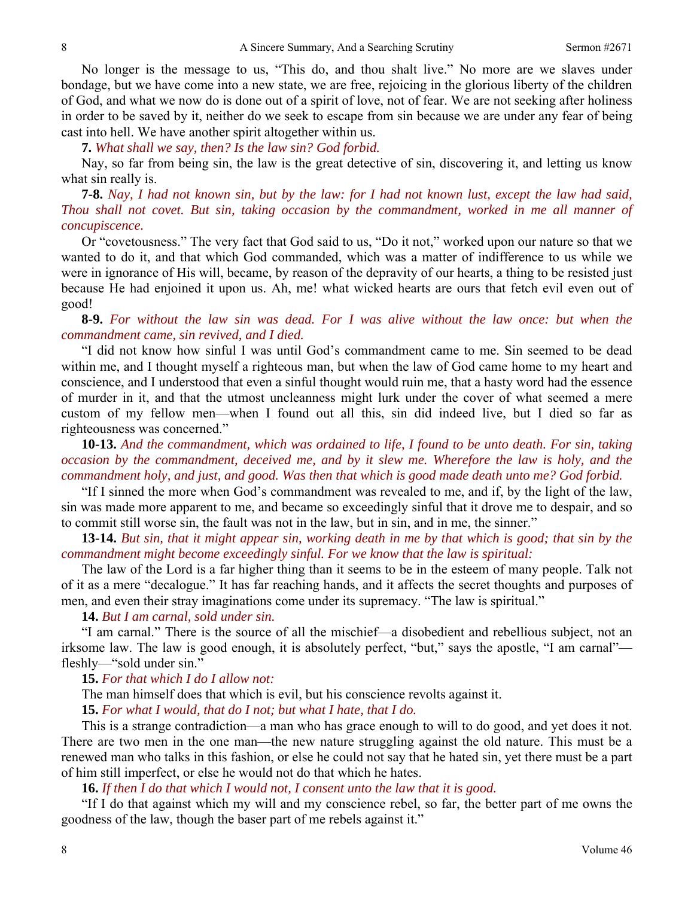No longer is the message to us, "This do, and thou shalt live." No more are we slaves under bondage, but we have come into a new state, we are free, rejoicing in the glorious liberty of the children of God, and what we now do is done out of a spirit of love, not of fear. We are not seeking after holiness in order to be saved by it, neither do we seek to escape from sin because we are under any fear of being cast into hell. We have another spirit altogether within us.

**7.** *What shall we say, then? Is the law sin? God forbid.*

Nay, so far from being sin, the law is the great detective of sin, discovering it, and letting us know what sin really is.

**7-8.** *Nay, I had not known sin, but by the law: for I had not known lust, except the law had said, Thou shall not covet. But sin, taking occasion by the commandment, worked in me all manner of concupiscence.*

Or "covetousness." The very fact that God said to us, "Do it not," worked upon our nature so that we wanted to do it, and that which God commanded, which was a matter of indifference to us while we were in ignorance of His will, became, by reason of the depravity of our hearts, a thing to be resisted just because He had enjoined it upon us. Ah, me! what wicked hearts are ours that fetch evil even out of good!

**8-9.** *For without the law sin was dead. For I was alive without the law once: but when the commandment came, sin revived, and I died.*

"I did not know how sinful I was until God's commandment came to me. Sin seemed to be dead within me, and I thought myself a righteous man, but when the law of God came home to my heart and conscience, and I understood that even a sinful thought would ruin me, that a hasty word had the essence of murder in it, and that the utmost uncleanness might lurk under the cover of what seemed a mere custom of my fellow men—when I found out all this, sin did indeed live, but I died so far as righteousness was concerned."

**10-13.** *And the commandment, which was ordained to life, I found to be unto death. For sin, taking occasion by the commandment, deceived me, and by it slew me. Wherefore the law is holy, and the commandment holy, and just, and good. Was then that which is good made death unto me? God forbid.*

"If I sinned the more when God's commandment was revealed to me, and if, by the light of the law, sin was made more apparent to me, and became so exceedingly sinful that it drove me to despair, and so to commit still worse sin, the fault was not in the law, but in sin, and in me, the sinner."

**13-14.** *But sin, that it might appear sin, working death in me by that which is good; that sin by the commandment might become exceedingly sinful. For we know that the law is spiritual:*

The law of the Lord is a far higher thing than it seems to be in the esteem of many people. Talk not of it as a mere "decalogue." It has far reaching hands, and it affects the secret thoughts and purposes of men, and even their stray imaginations come under its supremacy. "The law is spiritual."

**14.** *But I am carnal, sold under sin.*

"I am carnal." There is the source of all the mischief—a disobedient and rebellious subject, not an irksome law. The law is good enough, it is absolutely perfect, "but," says the apostle, "I am carnal"—fleshly—"sold under sin."

**15.** *For that which I do I allow not:*

The man himself does that which is evil, but his conscience revolts against it.

**15.** *For what I would, that do I not; but what I hate, that I do.*

This is a strange contradiction—a man who has grace enough to will to do good, and yet does it not. There are two men in the one man—the new nature struggling against the old nature. This must be a renewed man who talks in this fashion, or else he could not say that he hated sin, yet there must be a part of him still imperfect, or else he would not do that which he hates.

**16.** *If then I do that which I would not, I consent unto the law that it is good.*

"If I do that against which my will and my conscience rebel, so far, the better part of me owns the goodness of the law, though the baser part of me rebels against it."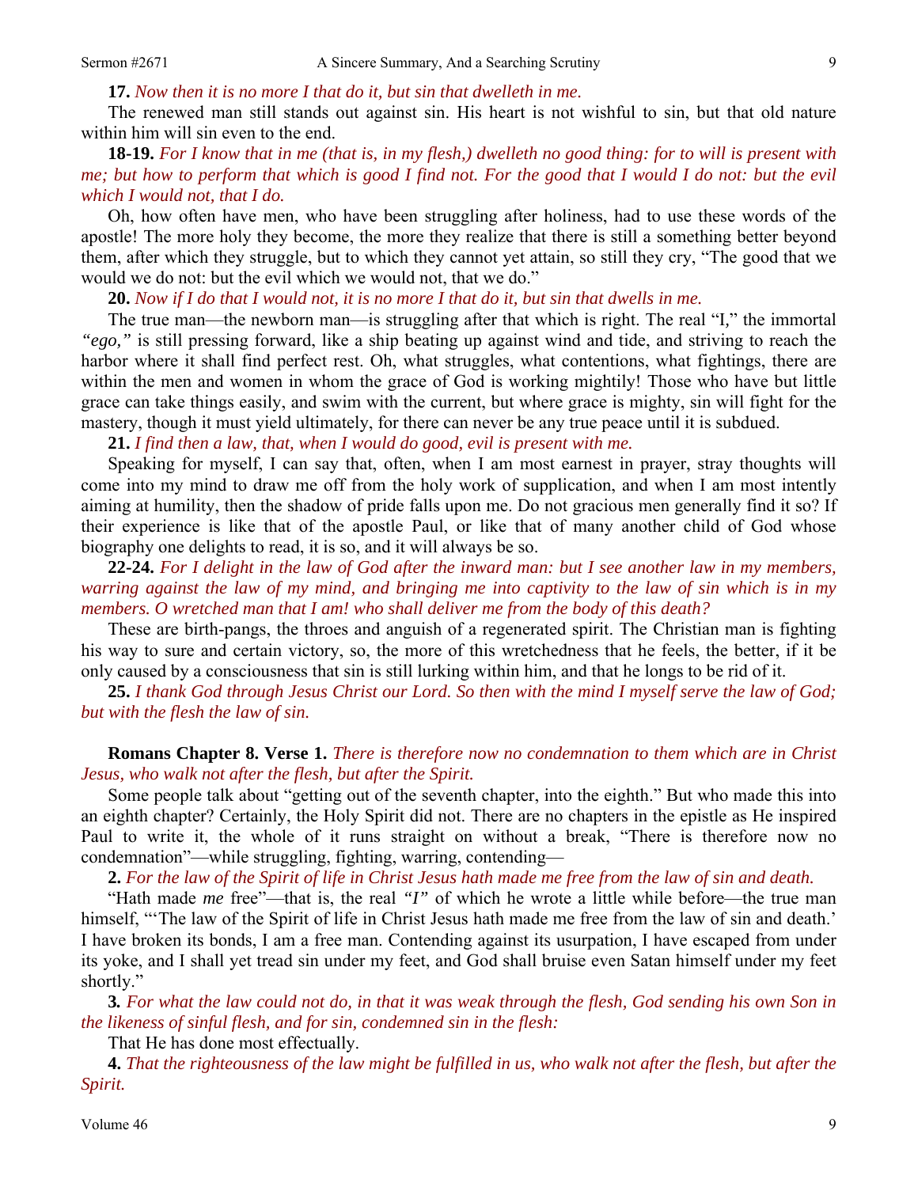**17.** *Now then it is no more I that do it, but sin that dwelleth in me.*

The renewed man still stands out against sin. His heart is not wishful to sin, but that old nature within him will sin even to the end.

**18-19.** *For I know that in me (that is, in my flesh,) dwelleth no good thing: for to will is present with me; but how to perform that which is good I find not. For the good that I would I do not: but the evil which I would not, that I do.*

Oh, how often have men, who have been struggling after holiness, had to use these words of the apostle! The more holy they become, the more they realize that there is still a something better beyond them, after which they struggle, but to which they cannot yet attain, so still they cry, "The good that we would we do not: but the evil which we would not, that we do."

**20.** *Now if I do that I would not, it is no more I that do it, but sin that dwells in me.*

The true man—the newborn man—is struggling after that which is right. The real "I," the immortal *"ego,"* is still pressing forward, like a ship beating up against wind and tide, and striving to reach the harbor where it shall find perfect rest. Oh, what struggles, what contentions, what fightings, there are within the men and women in whom the grace of God is working mightily! Those who have but little grace can take things easily, and swim with the current, but where grace is mighty, sin will fight for the mastery, though it must yield ultimately, for there can never be any true peace until it is subdued.

**21.** *I find then a law, that, when I would do good, evil is present with me.*

Speaking for myself, I can say that, often, when I am most earnest in prayer, stray thoughts will come into my mind to draw me off from the holy work of supplication, and when I am most intently aiming at humility, then the shadow of pride falls upon me. Do not gracious men generally find it so? If their experience is like that of the apostle Paul, or like that of many another child of God whose biography one delights to read, it is so, and it will always be so.

**22-24.** *For I delight in the law of God after the inward man: but I see another law in my members, warring against the law of my mind, and bringing me into captivity to the law of sin which is in my members. O wretched man that I am! who shall deliver me from the body of this death?*

These are birth-pangs, the throes and anguish of a regenerated spirit. The Christian man is fighting his way to sure and certain victory, so, the more of this wretchedness that he feels, the better, if it be only caused by a consciousness that sin is still lurking within him, and that he longs to be rid of it.

**25.** *I thank God through Jesus Christ our Lord. So then with the mind I myself serve the law of God; but with the flesh the law of sin.*

**Romans Chapter 8. Verse 1.** *There is therefore now no condemnation to them which are in Christ Jesus, who walk not after the flesh, but after the Spirit.*

Some people talk about "getting out of the seventh chapter, into the eighth." But who made this into an eighth chapter? Certainly, the Holy Spirit did not. There are no chapters in the epistle as He inspired Paul to write it, the whole of it runs straight on without a break, "There is therefore now no condemnation"—while struggling, fighting, warring, contending—

**2.** *For the law of the Spirit of life in Christ Jesus hath made me free from the law of sin and death.*

"Hath made *me* free"—that is, the real *"I"* of which he wrote a little while before—the true man himself, "'The law of the Spirit of life in Christ Jesus hath made me free from the law of sin and death.' I have broken its bonds, I am a free man. Contending against its usurpation, I have escaped from under its yoke, and I shall yet tread sin under my feet, and God shall bruise even Satan himself under my feet shortly."

**3***.* *For what the law could not do, in that it was weak through the flesh, God sending his own Son in the likeness of sinful flesh, and for sin, condemned sin in the flesh:*

That He has done most effectually.

**4.** *That the righteousness of the law might be fulfilled in us, who walk not after the flesh, but after the Spirit.*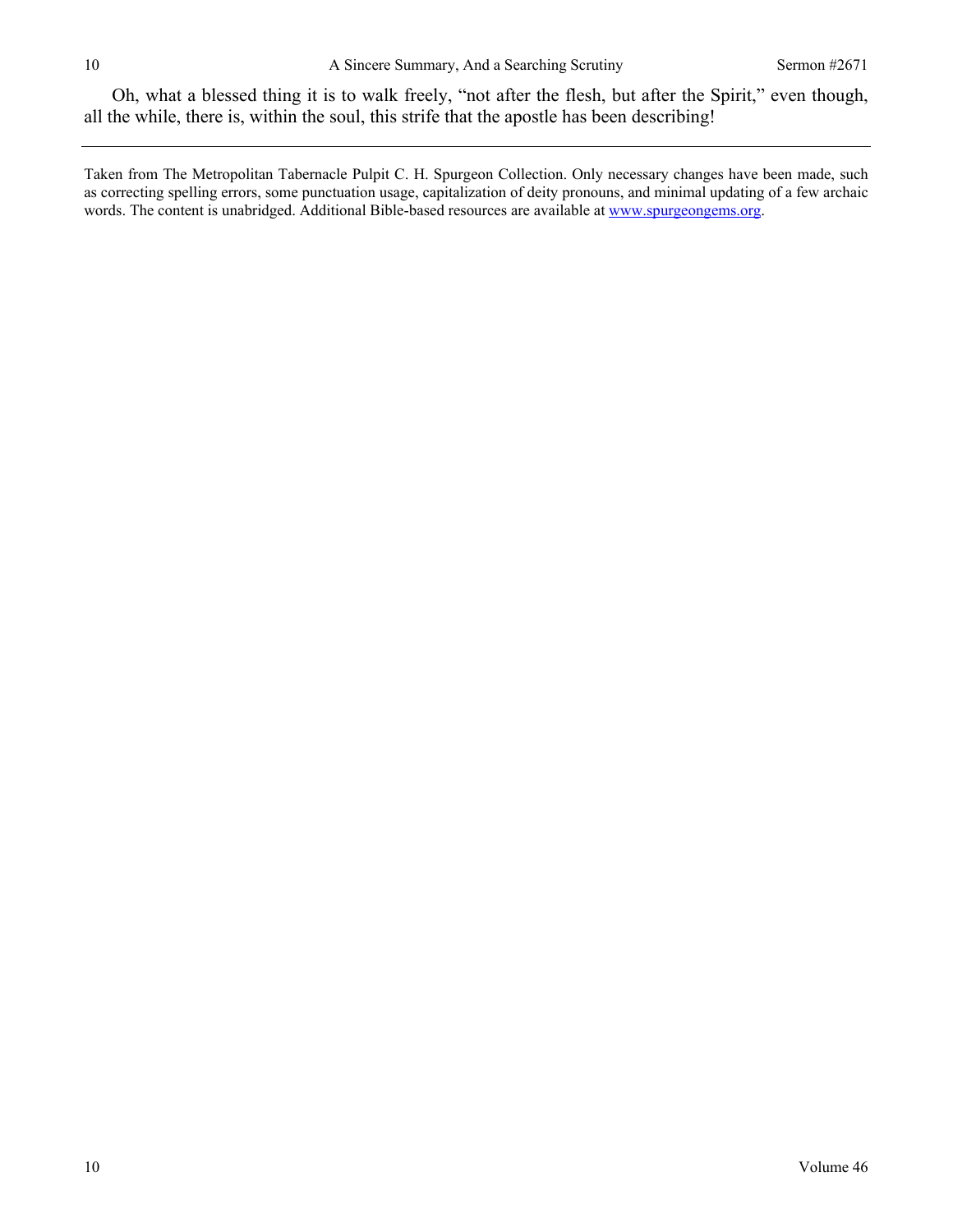Oh, what a blessed thing it is to walk freely, "not after the flesh, but after the Spirit," even though, all the while, there is, within the soul, this strife that the apostle has been describing!

---

Taken from The Metropolitan Tabernacle Pulpit C. H. Spurgeon Collection. Only necessary changes have been made, such as correcting spelling errors, some punctuation usage, capitalization of deity pronouns, and minimal updating of a few archaic words. The content is unabridged. Additional Bible-based resources are available at www.spurgeongems.org.